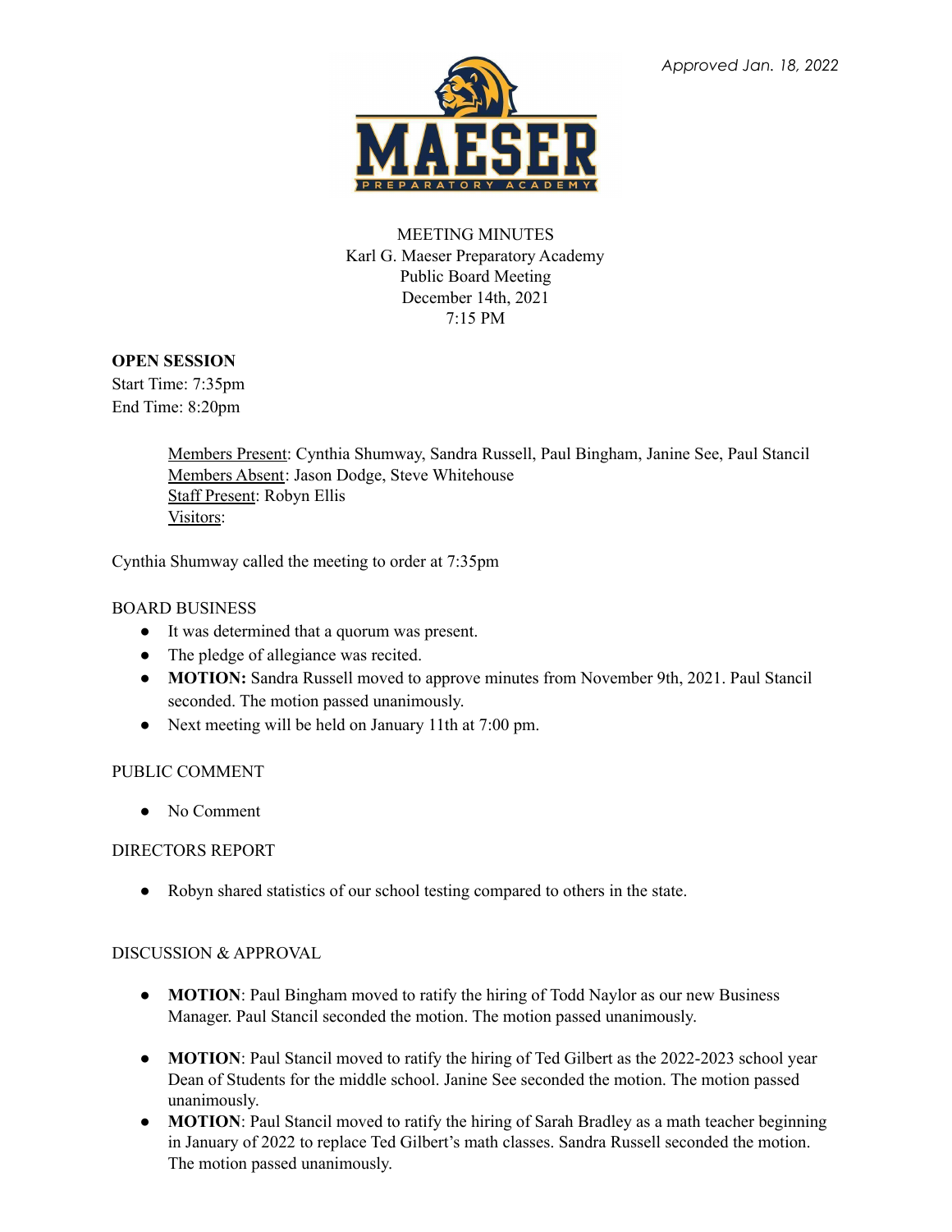*Approved Jan. 18, 2022*

MEETING MINUTES
Karl G. Maeser Preparatory Academy
Public Board Meeting
December 14th, 2021
7:15 PM

**OPEN SESSION**
Start Time: 7:35pm
End Time: 8:20pm

> Members Present: Cynthia Shumway, Sandra Russell, Paul Bingham, Janine See, Paul Stancil
> Members Absent: Jason Dodge, Steve Whitehouse
> Staff Present: Robyn Ellis
> Visitors:

Cynthia Shumway called the meeting to order at 7:35pm

BOARD BUSINESS

- It was determined that a quorum was present.
- The pledge of allegiance was recited.
- **MOTION:** Sandra Russell moved to approve minutes from November 9th, 2021. Paul Stancil seconded. The motion passed unanimously.
- Next meeting will be held on January 11th at 7:00 pm.

PUBLIC COMMENT

- No Comment

DIRECTORS REPORT

- Robyn shared statistics of our school testing compared to others in the state.

DISCUSSION & APPROVAL

- **MOTION**: Paul Bingham moved to ratify the hiring of Todd Naylor as our new Business Manager. Paul Stancil seconded the motion. The motion passed unanimously.
- **MOTION**: Paul Stancil moved to ratify the hiring of Ted Gilbert as the 2022-2023 school year Dean of Students for the middle school. Janine See seconded the motion. The motion passed unanimously.
- **MOTION**: Paul Stancil moved to ratify the hiring of Sarah Bradley as a math teacher beginning in January of 2022 to replace Ted Gilbert's math classes. Sandra Russell seconded the motion. The motion passed unanimously.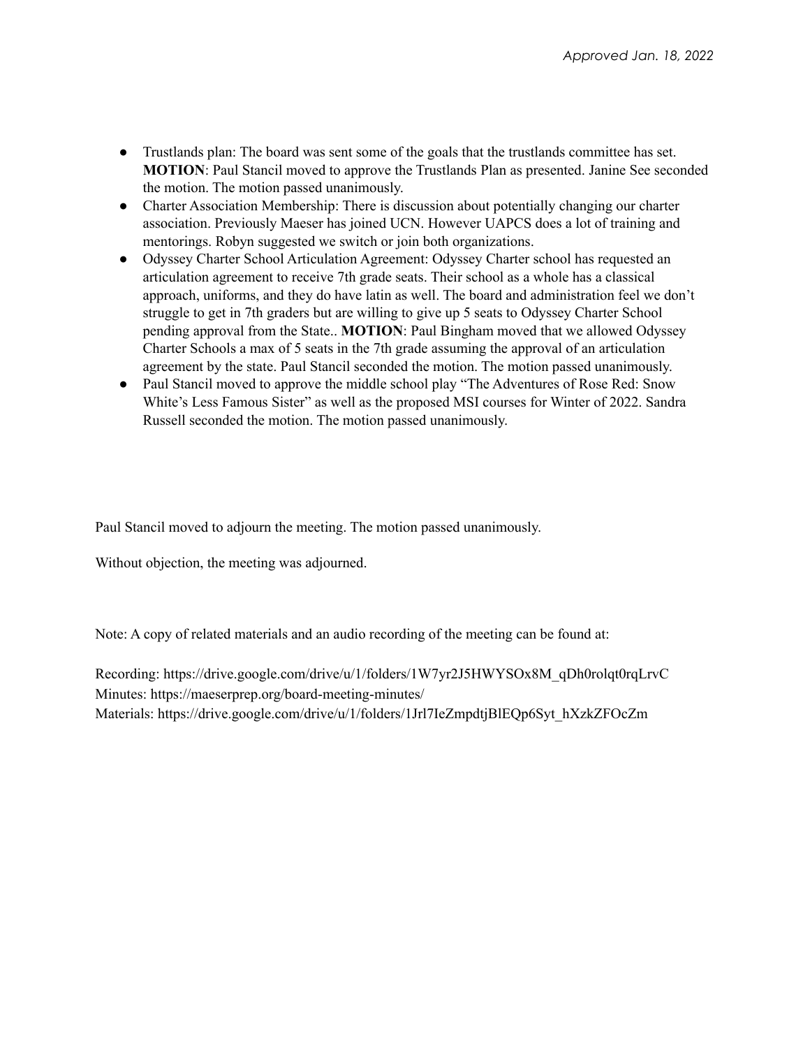*Approved Jan. 18, 2022*

- Trustlands plan: The board was sent some of the goals that the trustlands committee has set. **MOTION**: Paul Stancil moved to approve the Trustlands Plan as presented. Janine See seconded the motion. The motion passed unanimously.
- Charter Association Membership: There is discussion about potentially changing our charter association. Previously Maeser has joined UCN. However UAPCS does a lot of training and mentorings. Robyn suggested we switch or join both organizations.
- Odyssey Charter School Articulation Agreement: Odyssey Charter school has requested an articulation agreement to receive 7th grade seats. Their school as a whole has a classical approach, uniforms, and they do have latin as well. The board and administration feel we don't struggle to get in 7th graders but are willing to give up 5 seats to Odyssey Charter School pending approval from the State.. **MOTION**: Paul Bingham moved that we allowed Odyssey Charter Schools a max of 5 seats in the 7th grade assuming the approval of an articulation agreement by the state. Paul Stancil seconded the motion. The motion passed unanimously.
- Paul Stancil moved to approve the middle school play "The Adventures of Rose Red: Snow White's Less Famous Sister" as well as the proposed MSI courses for Winter of 2022. Sandra Russell seconded the motion. The motion passed unanimously.

Paul Stancil moved to adjourn the meeting. The motion passed unanimously.

Without objection, the meeting was adjourned.

Note: A copy of related materials and an audio recording of the meeting can be found at:

Recording: https://drive.google.com/drive/u/1/folders/1W7yr2J5HWYSOx8M_qDh0rolqt0rqLrvC
Minutes: https://maeserprep.org/board-meeting-minutes/
Materials: https://drive.google.com/drive/u/1/folders/1Jrl7IeZmpdtjBlEQp6Syt_hXzkZFOcZm